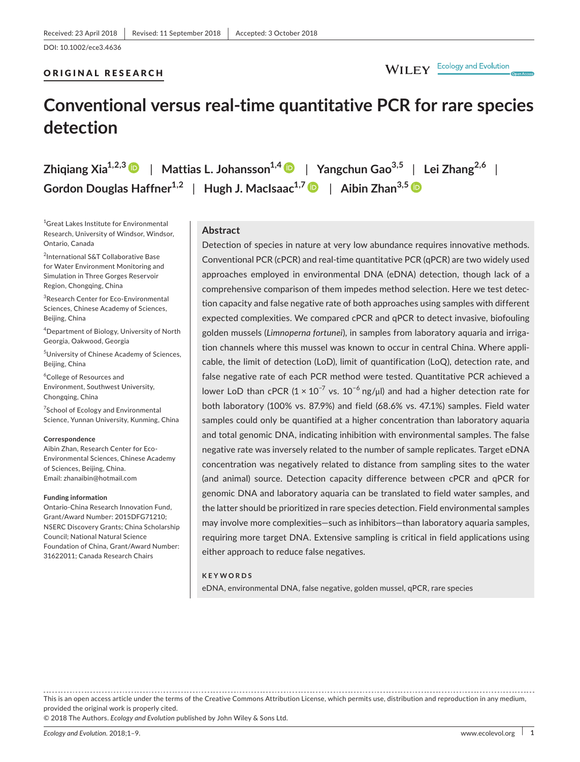Received: 23 April 2018 | Revised: 11 September 2018 | Accepted: 3 October 2018

DOI: 10.1002/ece3.4636

ORIGINAL RESEARCH

# Conventional versus real-time quantitative PCR for rare species detection

**Zhiqiang Xia[1,2,3] | Mattias L. Johansson[1,4] | Yangchun Gao[3,5] | Lei Zhang[2,6] | Gordon Douglas Haffner[1,2] | Hugh J. MacIsaac[1,7] | Aibin Zhan[3,5]**

[1]Great Lakes Institute for Environmental Research, University of Windsor, Windsor, Ontario, Canada

[2]International S&T Collaborative Base for Water Environment Monitoring and Simulation in Three Gorges Reservoir Region, Chongqing, China

[3]Research Center for Eco-Environmental Sciences, Chinese Academy of Sciences, Beijing, China

[4]Department of Biology, University of North Georgia, Oakwood, Georgia

[5]University of Chinese Academy of Sciences, Beijing, China

[6]College of Resources and Environment, Southwest University, Chongqing, China

[7]School of Ecology and Environmental Science, Yunnan University, Kunming, China

**Correspondence**
Aibin Zhan, Research Center for Eco-Environmental Sciences, Chinese Academy of Sciences, Beijing, China.
Email: zhanaibin@hotmail.com

**Funding information**
Ontario-China Research Innovation Fund, Grant/Award Number: 2015DFG71210; NSERC Discovery Grants; China Scholarship Council; National Natural Science Foundation of China, Grant/Award Number: 31622011; Canada Research Chairs

## Abstract

Detection of species in nature at very low abundance requires innovative methods. Conventional PCR (cPCR) and real-time quantitative PCR (qPCR) are two widely used approaches employed in environmental DNA (eDNA) detection, though lack of a comprehensive comparison of them impedes method selection. Here we test detection capacity and false negative rate of both approaches using samples with different expected complexities. We compared cPCR and qPCR to detect invasive, biofouling golden mussels (*Limnoperna fortunei*), in samples from laboratory aquaria and irrigation channels where this mussel was known to occur in central China. Where applicable, the limit of detection (LoD), limit of quantification (LoQ), detection rate, and false negative rate of each PCR method were tested. Quantitative PCR achieved a lower LoD than cPCR ($1 \times 10^{-7}$ vs. $10^{-6}$ ng/μl) and had a higher detection rate for both laboratory (100% vs. 87.9%) and field (68.6% vs. 47.1%) samples. Field water samples could only be quantified at a higher concentration than laboratory aquaria and total genomic DNA, indicating inhibition with environmental samples. The false negative rate was inversely related to the number of sample replicates. Target eDNA concentration was negatively related to distance from sampling sites to the water (and animal) source. Detection capacity difference between cPCR and qPCR for genomic DNA and laboratory aquaria can be translated to field water samples, and the latter should be prioritized in rare species detection. Field environmental samples may involve more complexities—such as inhibitors—than laboratory aquaria samples, requiring more target DNA. Extensive sampling is critical in field applications using either approach to reduce false negatives.

**KEYWORDS**

eDNA, environmental DNA, false negative, golden mussel, qPCR, rare species

This is an open access article under the terms of the Creative Commons Attribution License, which permits use, distribution and reproduction in any medium, provided the original work is properly cited.
© 2018 The Authors. *Ecology and Evolution* published by John Wiley & Sons Ltd.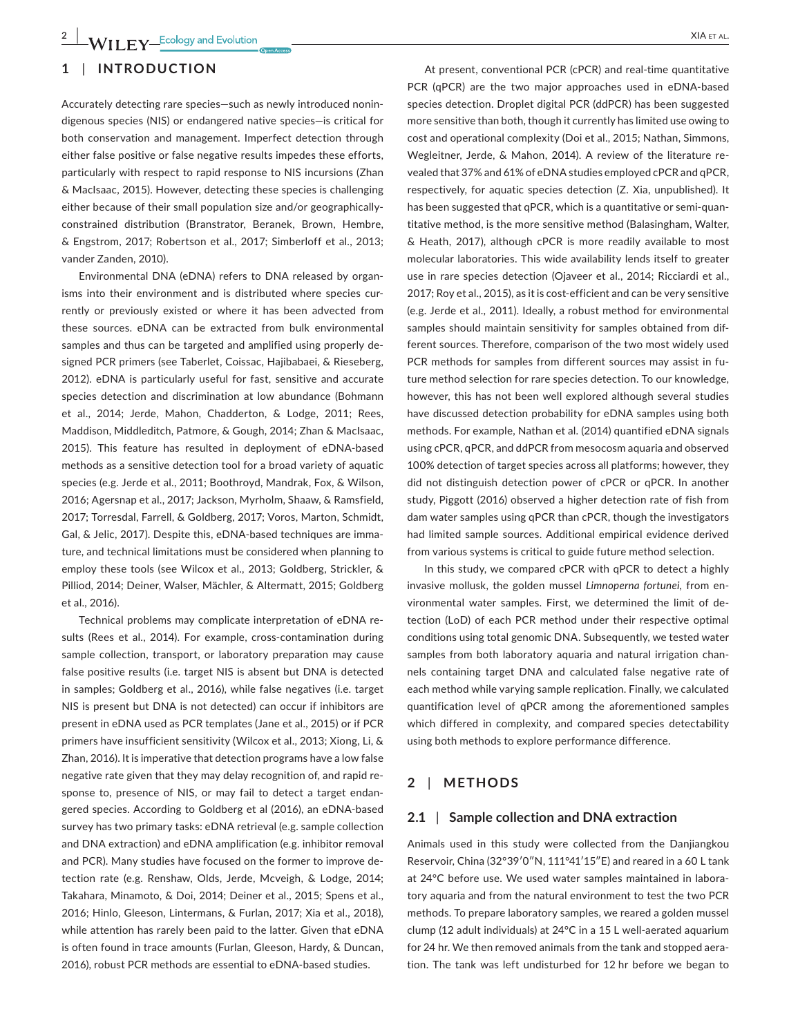## 1 | INTRODUCTION

Accurately detecting rare species—such as newly introduced nonindigenous species (NIS) or endangered native species—is critical for both conservation and management. Imperfect detection through either false positive or false negative results impedes these efforts, particularly with respect to rapid response to NIS incursions (Zhan & MacIsaac, 2015). However, detecting these species is challenging either because of their small population size and/or geographically-constrained distribution (Branstrator, Beranek, Brown, Hembre, & Engstrom, 2017; Robertson et al., 2017; Simberloff et al., 2013; vander Zanden, 2010).

Environmental DNA (eDNA) refers to DNA released by organisms into their environment and is distributed where species currently or previously existed or where it has been advected from these sources. eDNA can be extracted from bulk environmental samples and thus can be targeted and amplified using properly designed PCR primers (see Taberlet, Coissac, Hajibabaei, & Rieseberg, 2012). eDNA is particularly useful for fast, sensitive and accurate species detection and discrimination at low abundance (Bohmann et al., 2014; Jerde, Mahon, Chadderton, & Lodge, 2011; Rees, Maddison, Middleditch, Patmore, & Gough, 2014; Zhan & MacIsaac, 2015). This feature has resulted in deployment of eDNA-based methods as a sensitive detection tool for a broad variety of aquatic species (e.g. Jerde et al., 2011; Boothroyd, Mandrak, Fox, & Wilson, 2016; Agersnap et al., 2017; Jackson, Myrholm, Shaaw, & Ramsfield, 2017; Torresdal, Farrell, & Goldberg, 2017; Voros, Marton, Schmidt, Gal, & Jelic, 2017). Despite this, eDNA-based techniques are immature, and technical limitations must be considered when planning to employ these tools (see Wilcox et al., 2013; Goldberg, Strickler, & Pilliod, 2014; Deiner, Walser, Mächler, & Altermatt, 2015; Goldberg et al., 2016).

Technical problems may complicate interpretation of eDNA results (Rees et al., 2014). For example, cross-contamination during sample collection, transport, or laboratory preparation may cause false positive results (i.e. target NIS is absent but DNA is detected in samples; Goldberg et al., 2016), while false negatives (i.e. target NIS is present but DNA is not detected) can occur if inhibitors are present in eDNA used as PCR templates (Jane et al., 2015) or if PCR primers have insufficient sensitivity (Wilcox et al., 2013; Xiong, Li, & Zhan, 2016). It is imperative that detection programs have a low false negative rate given that they may delay recognition of, and rapid response to, presence of NIS, or may fail to detect a target endangered species. According to Goldberg et al (2016), an eDNA-based survey has two primary tasks: eDNA retrieval (e.g. sample collection and DNA extraction) and eDNA amplification (e.g. inhibitor removal and PCR). Many studies have focused on the former to improve detection rate (e.g. Renshaw, Olds, Jerde, Mcveigh, & Lodge, 2014; Takahara, Minamoto, & Doi, 2014; Deiner et al., 2015; Spens et al., 2016; Hinlo, Gleeson, Lintermans, & Furlan, 2017; Xia et al., 2018), while attention has rarely been paid to the latter. Given that eDNA is often found in trace amounts (Furlan, Gleeson, Hardy, & Duncan, 2016), robust PCR methods are essential to eDNA-based studies.

At present, conventional PCR (cPCR) and real-time quantitative PCR (qPCR) are the two major approaches used in eDNA-based species detection. Droplet digital PCR (ddPCR) has been suggested as more sensitive than both, though it currently has limited use owing to cost and operational complexity (Doi et al., 2015; Nathan, Simmons, Wegleitner, Jerde, & Mahon, 2014). A review of the literature revealed that 37% and 61% of eDNA studies employed cPCR and qPCR, respectively, for aquatic species detection (Z. Xia, unpublished). It has been suggested that qPCR, which is a quantitative or semi-quantitative method, is the more sensitive method (Balasingham, Walter, & Heath, 2017), although cPCR is more readily available to most molecular laboratories. This wide availability lends itself to greater use in rare species detection (Ojaveer et al., 2014; Ricciardi et al., 2017; Roy et al., 2015), as it is cost-efficient and can be very sensitive (e.g. Jerde et al., 2011). Ideally, a robust method for environmental samples should maintain sensitivity for samples obtained from different sources. Therefore, comparison of the two most widely used PCR methods for samples from different sources may assist in future method selection for rare species detection. To our knowledge, however, this has not been well explored although several studies have discussed detection probability for eDNA samples using both methods. For example, Nathan et al. (2014) quantified eDNA signals using cPCR, qPCR, and ddPCR from mesocosm aquaria and observed 100% detection of target species across all platforms; however, they did not distinguish detection power of cPCR or qPCR. In another study, Piggott (2016) observed a higher detection rate of fish from dam water samples using qPCR than cPCR, though the investigators had limited sample sources. Additional empirical evidence derived from various systems is critical to guide future method selection.

In this study, we compared cPCR with qPCR to detect a highly invasive mollusk, the golden mussel *Limnoperna fortunei*, from environmental water samples. First, we determined the limit of detection (LoD) of each PCR method under their respective optimal conditions using total genomic DNA. Subsequently, we tested water samples from both laboratory aquaria and natural irrigation channels containing target DNA and calculated false negative rate of each method while varying sample replication. Finally, we calculated quantification level of qPCR among the aforementioned samples which differed in complexity, and compared species detectability using both methods to explore performance difference.

## 2 | METHODS

### 2.1 | Sample collection and DNA extraction

Animals used in this study were collected from the Danjiangkou Reservoir, China (32°39′0″N, 111°41′15″E) and reared in a 60 L tank at 24°C before use. We used water samples maintained in laboratory aquaria and from the natural environment to test the two PCR methods. To prepare laboratory samples, we reared a golden mussel clump (12 adult individuals) at 24°C in a 15 L well-aerated aquarium for 24 hr. We then removed animals from the tank and stopped aeration. The tank was left undisturbed for 12 hr before we began to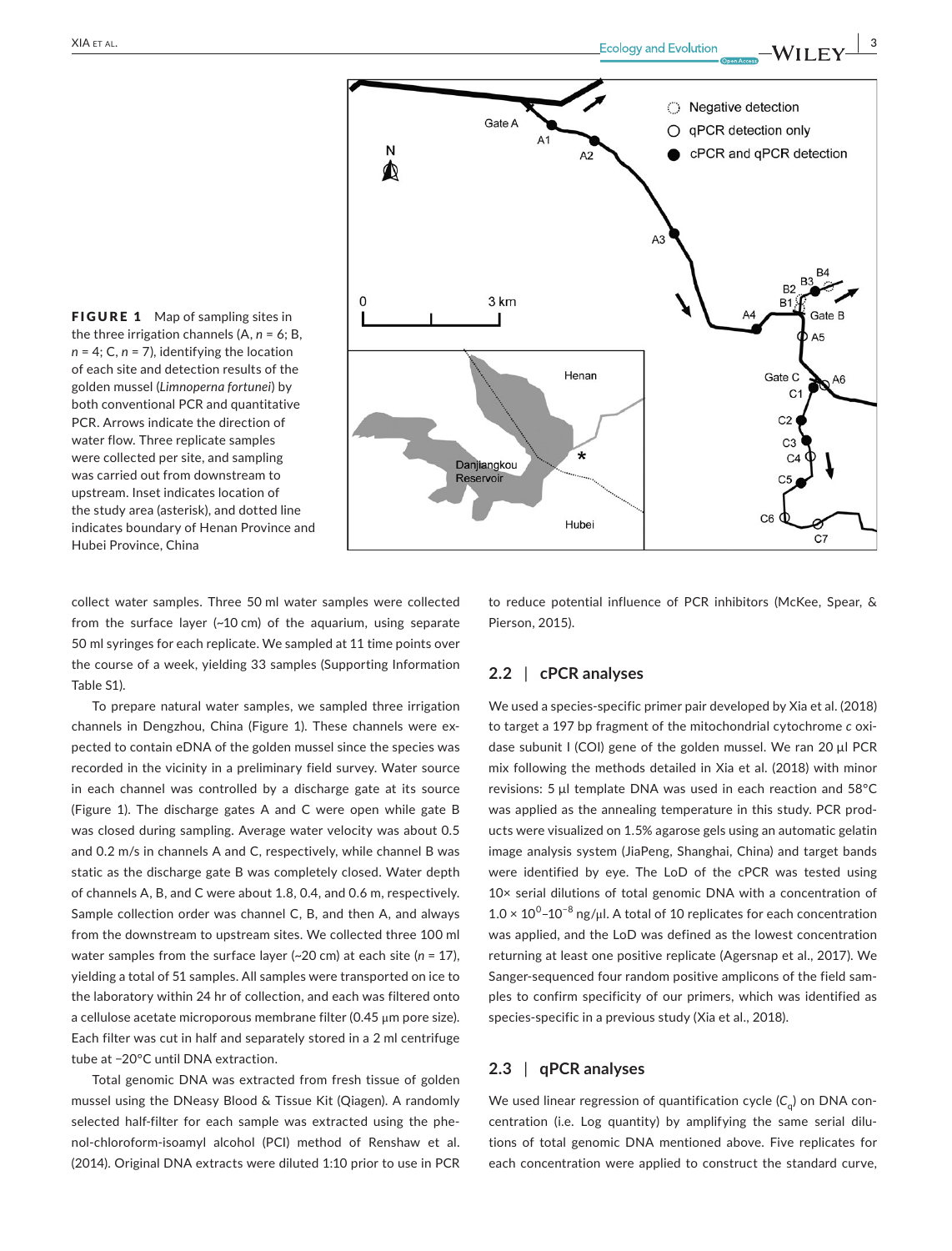**FIGURE 1** Map of sampling sites in the three irrigation channels (A, $n$ = 6; B, $n$ = 4; C, $n$ = 7), identifying the location of each site and detection results of the golden mussel (*Limnoperna fortunei*) by both conventional PCR and quantitative PCR. Arrows indicate the direction of water flow. Three replicate samples were collected per site, and sampling was carried out from downstream to upstream. Inset indicates location of the study area (asterisk), and dotted line indicates boundary of Henan Province and Hubei Province, China

collect water samples. Three 50 ml water samples were collected from the surface layer (~10 cm) of the aquarium, using separate 50 ml syringes for each replicate. We sampled at 11 time points over the course of a week, yielding 33 samples (Supporting Information Table S1).

To prepare natural water samples, we sampled three irrigation channels in Dengzhou, China (Figure 1). These channels were expected to contain eDNA of the golden mussel since the species was recorded in the vicinity in a preliminary field survey. Water source in each channel was controlled by a discharge gate at its source (Figure 1). The discharge gates A and C were open while gate B was closed during sampling. Average water velocity was about 0.5 and 0.2 m/s in channels A and C, respectively, while channel B was static as the discharge gate B was completely closed. Water depth of channels A, B, and C were about 1.8, 0.4, and 0.6 m, respectively. Sample collection order was channel C, B, and then A, and always from the downstream to upstream sites. We collected three 100 ml water samples from the surface layer (~20 cm) at each site ($n$ = 17), yielding a total of 51 samples. All samples were transported on ice to the laboratory within 24 hr of collection, and each was filtered onto a cellulose acetate microporous membrane filter (0.45 μm pore size). Each filter was cut in half and separately stored in a 2 ml centrifuge tube at −20°C until DNA extraction.

Total genomic DNA was extracted from fresh tissue of golden mussel using the DNeasy Blood & Tissue Kit (Qiagen). A randomly selected half-filter for each sample was extracted using the phenol-chloroform-isoamyl alcohol (PCI) method of Renshaw et al. (2014). Original DNA extracts were diluted 1:10 prior to use in PCR to reduce potential influence of PCR inhibitors (McKee, Spear, & Pierson, 2015).

## 2.2 | cPCR analyses

We used a species-specific primer pair developed by Xia et al. (2018) to target a 197 bp fragment of the mitochondrial cytochrome *c* oxidase subunit I (COI) gene of the golden mussel. We ran 20 μl PCR mix following the methods detailed in Xia et al. (2018) with minor revisions: 5 μl template DNA was used in each reaction and 58°C was applied as the annealing temperature in this study. PCR products were visualized on 1.5% agarose gels using an automatic gelatin image analysis system (JiaPeng, Shanghai, China) and target bands were identified by eye. The LoD of the cPCR was tested using 10× serial dilutions of total genomic DNA with a concentration of $1.0 \times 10^{0}$–$10^{-8}$ ng/μl. A total of 10 replicates for each concentration was applied, and the LoD was defined as the lowest concentration returning at least one positive replicate (Agersnap et al., 2017). We Sanger-sequenced four random positive amplicons of the field samples to confirm specificity of our primers, which was identified as species-specific in a previous study (Xia et al., 2018).

## 2.3 | qPCR analyses

We used linear regression of quantification cycle ($C_q$) on DNA concentration (i.e. Log quantity) by amplifying the same serial dilutions of total genomic DNA mentioned above. Five replicates for each concentration were applied to construct the standard curve,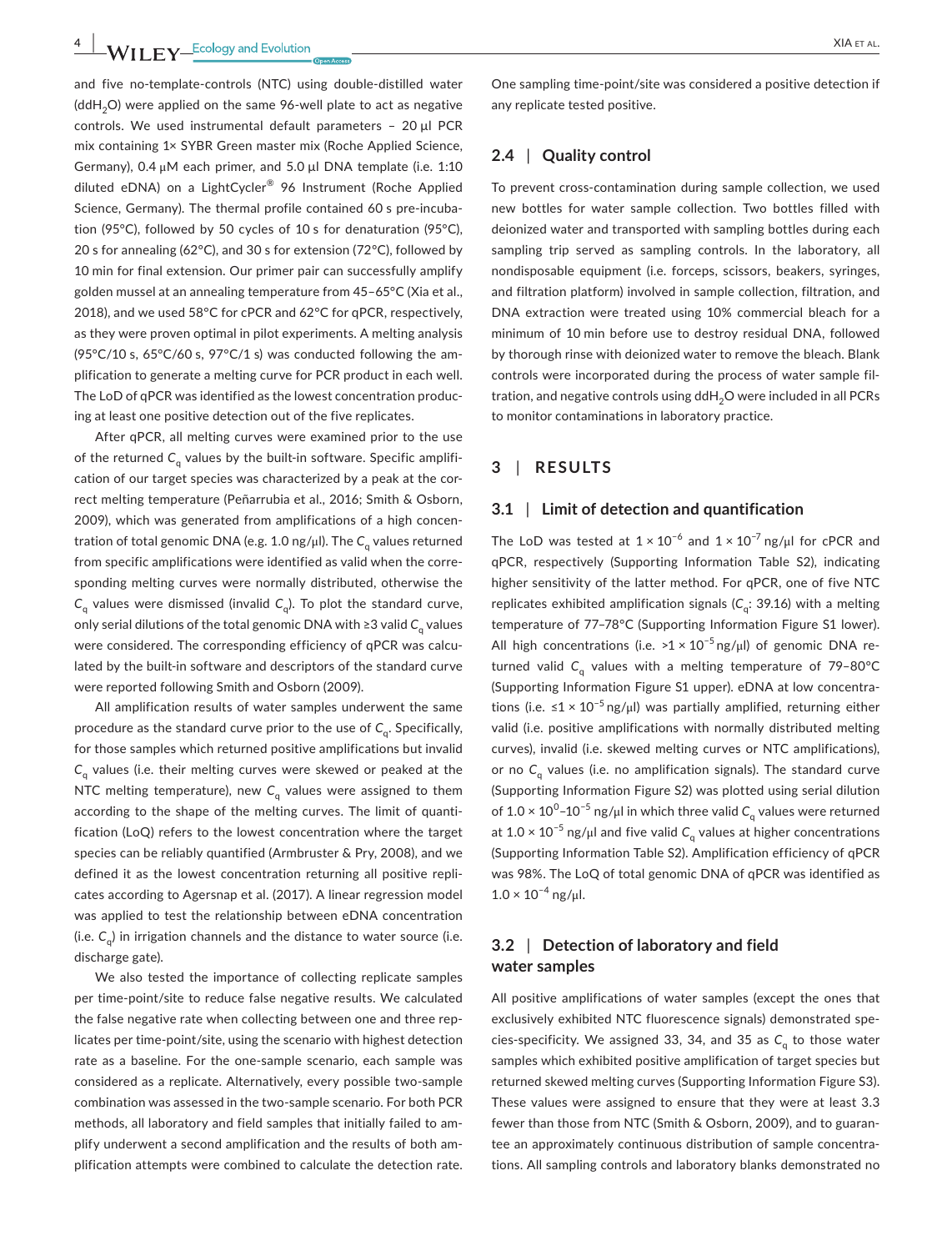and five no-template-controls (NTC) using double-distilled water ($ddH_2O$) were applied on the same 96-well plate to act as negative controls. We used instrumental default parameters – 20 µl PCR mix containing 1× SYBR Green master mix (Roche Applied Science, Germany), 0.4 µM each primer, and 5.0 µl DNA template (i.e. 1:10 diluted eDNA) on a LightCycler® 96 Instrument (Roche Applied Science, Germany). The thermal profile contained 60 s pre-incubation (95°C), followed by 50 cycles of 10 s for denaturation (95°C), 20 s for annealing (62°C), and 30 s for extension (72°C), followed by 10 min for final extension. Our primer pair can successfully amplify golden mussel at an annealing temperature from 45–65°C (Xia et al., 2018), and we used 58°C for cPCR and 62°C for qPCR, respectively, as they were proven optimal in pilot experiments. A melting analysis (95°C/10 s, 65°C/60 s, 97°C/1 s) was conducted following the amplification to generate a melting curve for PCR product in each well. The LoD of qPCR was identified as the lowest concentration producing at least one positive detection out of the five replicates.

After qPCR, all melting curves were examined prior to the use of the returned $C_q$ values by the built-in software. Specific amplification of our target species was characterized by a peak at the correct melting temperature (Peñarrubia et al., 2016; Smith & Osborn, 2009), which was generated from amplifications of a high concentration of total genomic DNA (e.g. 1.0 ng/µl). The $C_q$ values returned from specific amplifications were identified as valid when the corresponding melting curves were normally distributed, otherwise the $C_q$ values were dismissed (invalid $C_q$). To plot the standard curve, only serial dilutions of the total genomic DNA with ≥3 valid $C_q$ values were considered. The corresponding efficiency of qPCR was calculated by the built-in software and descriptors of the standard curve were reported following Smith and Osborn (2009).

All amplification results of water samples underwent the same procedure as the standard curve prior to the use of $C_q$. Specifically, for those samples which returned positive amplifications but invalid $C_q$ values (i.e. their melting curves were skewed or peaked at the NTC melting temperature), new $C_q$ values were assigned to them according to the shape of the melting curves. The limit of quantification (LoQ) refers to the lowest concentration where the target species can be reliably quantified (Armbruster & Pry, 2008), and we defined it as the lowest concentration returning all positive replicates according to Agersnap et al. (2017). A linear regression model was applied to test the relationship between eDNA concentration (i.e. $C_q$) in irrigation channels and the distance to water source (i.e. discharge gate).

We also tested the importance of collecting replicate samples per time-point/site to reduce false negative results. We calculated the false negative rate when collecting between one and three replicates per time-point/site, using the scenario with highest detection rate as a baseline. For the one-sample scenario, each sample was considered as a replicate. Alternatively, every possible two-sample combination was assessed in the two-sample scenario. For both PCR methods, all laboratory and field samples that initially failed to amplify underwent a second amplification and the results of both amplification attempts were combined to calculate the detection rate. One sampling time-point/site was considered a positive detection if any replicate tested positive.

## 2.4 | Quality control

To prevent cross-contamination during sample collection, we used new bottles for water sample collection. Two bottles filled with deionized water and transported with sampling bottles during each sampling trip served as sampling controls. In the laboratory, all nondisposable equipment (i.e. forceps, scissors, beakers, syringes, and filtration platform) involved in sample collection, filtration, and DNA extraction were treated using 10% commercial bleach for a minimum of 10 min before use to destroy residual DNA, followed by thorough rinse with deionized water to remove the bleach. Blank controls were incorporated during the process of water sample filtration, and negative controls using $ddH_2O$ were included in all PCRs to monitor contaminations in laboratory practice.

# 3 | RESULTS

## 3.1 | Limit of detection and quantification

The LoD was tested at $1 \times 10^{-6}$ and $1 \times 10^{-7}$ ng/µl for cPCR and qPCR, respectively (Supporting Information Table S2), indicating higher sensitivity of the latter method. For qPCR, one of five NTC replicates exhibited amplification signals ($C_q$: 39.16) with a melting temperature of 77–78°C (Supporting Information Figure S1 lower). All high concentrations (i.e. $>1 \times 10^{-5}$ ng/µl) of genomic DNA returned valid $C_q$ values with a melting temperature of 79–80°C (Supporting Information Figure S1 upper). eDNA at low concentrations (i.e. $\leq 1 \times 10^{-5}$ ng/µl) was partially amplified, returning either valid (i.e. positive amplifications with normally distributed melting curves), invalid (i.e. skewed melting curves or NTC amplifications), or no $C_q$ values (i.e. no amplification signals). The standard curve (Supporting Information Figure S2) was plotted using serial dilution of $1.0 \times 10^{0}$–$10^{-5}$ ng/µl in which three valid $C_q$ values were returned at $1.0 \times 10^{-5}$ ng/µl and five valid $C_q$ values at higher concentrations (Supporting Information Table S2). Amplification efficiency of qPCR was 98%. The LoQ of total genomic DNA of qPCR was identified as $1.0 \times 10^{-4}$ ng/µl.

## 3.2 | Detection of laboratory and field water samples

All positive amplifications of water samples (except the ones that exclusively exhibited NTC fluorescence signals) demonstrated species-specificity. We assigned 33, 34, and 35 as $C_q$ to those water samples which exhibited positive amplification of target species but returned skewed melting curves (Supporting Information Figure S3). These values were assigned to ensure that they were at least 3.3 fewer than those from NTC (Smith & Osborn, 2009), and to guarantee an approximately continuous distribution of sample concentrations. All sampling controls and laboratory blanks demonstrated no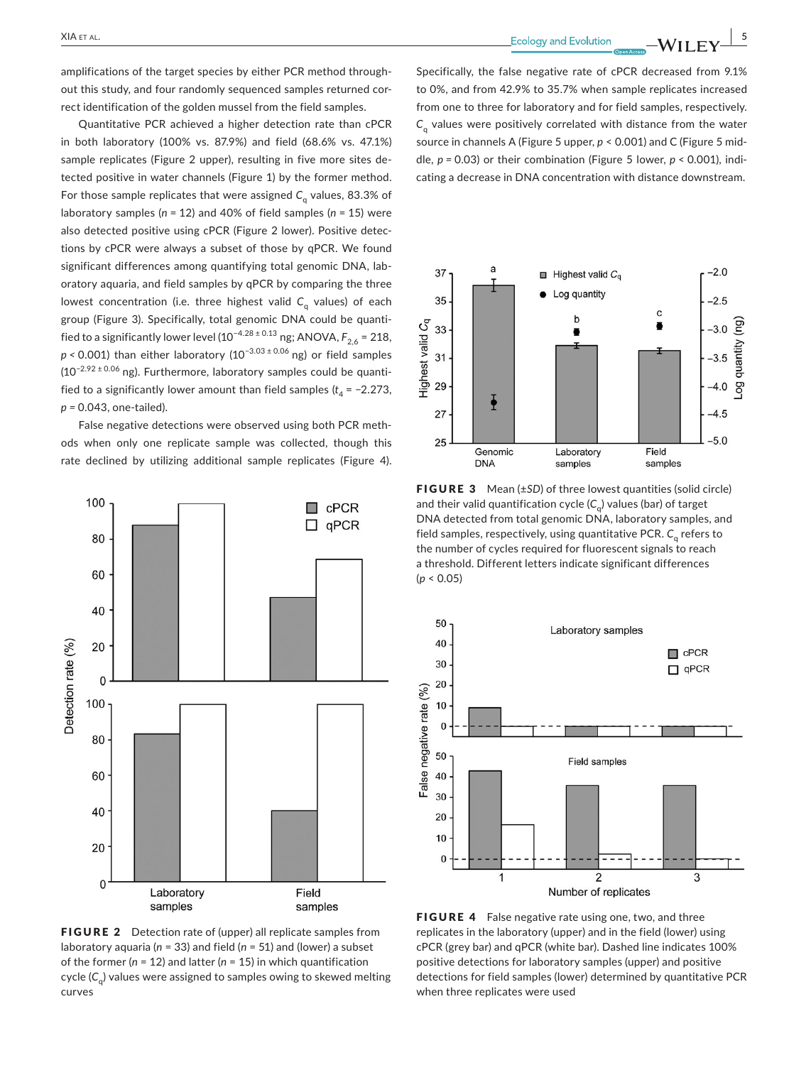amplifications of the target species by either PCR method throughout this study, and four randomly sequenced samples returned correct identification of the golden mussel from the field samples.

Quantitative PCR achieved a higher detection rate than cPCR in both laboratory (100% vs. 87.9%) and field (68.6% vs. 47.1%) sample replicates (Figure 2 upper), resulting in five more sites detected positive in water channels (Figure 1) by the former method. For those sample replicates that were assigned $C_q$ values, 83.3% of laboratory samples ($n = 12$) and 40% of field samples ($n = 15$) were also detected positive using cPCR (Figure 2 lower). Positive detections by cPCR were always a subset of those by qPCR. We found significant differences among quantifying total genomic DNA, laboratory aquaria, and field samples by qPCR by comparing the three lowest concentration (i.e. three highest valid $C_q$ values) of each group (Figure 3). Specifically, total genomic DNA could be quantified to a significantly lower level ($10^{-4.28 \pm 0.13}$ ng; ANOVA, $F_{2,6} = 218$, $p < 0.001$) than either laboratory ($10^{-3.03 \pm 0.06}$ ng) or field samples ($10^{-2.92 \pm 0.06}$ ng). Furthermore, laboratory samples could be quantified to a significantly lower amount than field samples ($t_4 = -2.273$, $p = 0.043$, one-tailed).

False negative detections were observed using both PCR methods when only one replicate sample was collected, though this rate declined by utilizing additional sample replicates (Figure 4). Specifically, the false negative rate of cPCR decreased from 9.1% to 0%, and from 42.9% to 35.7% when sample replicates increased from one to three for laboratory and for field samples, respectively. $C_q$ values were positively correlated with distance from the water source in channels A (Figure 5 upper, $p < 0.001$) and C (Figure 5 middle, $p = 0.03$) or their combination (Figure 5 lower, $p < 0.001$), indicating a decrease in DNA concentration with distance downstream.

**FIGURE 2** Detection rate of (upper) all replicate samples from laboratory aquaria ($n = 33$) and field ($n = 51$) and (lower) a subset of the former ($n = 12$) and latter ($n = 15$) in which quantification cycle ($C_q$) values were assigned to samples owing to skewed melting curves

**FIGURE 3** Mean (±*SD*) of three lowest quantities (solid circle) and their valid quantification cycle ($C_q$) values (bar) of target DNA detected from total genomic DNA, laboratory samples, and field samples, respectively, using quantitative PCR. $C_q$ refers to the number of cycles required for fluorescent signals to reach a threshold. Different letters indicate significant differences ($p < 0.05$)

**FIGURE 4** False negative rate using one, two, and three replicates in the laboratory (upper) and in the field (lower) using cPCR (grey bar) and qPCR (white bar). Dashed line indicates 100% positive detections for laboratory samples (upper) and positive detections for field samples (lower) determined by quantitative PCR when three replicates were used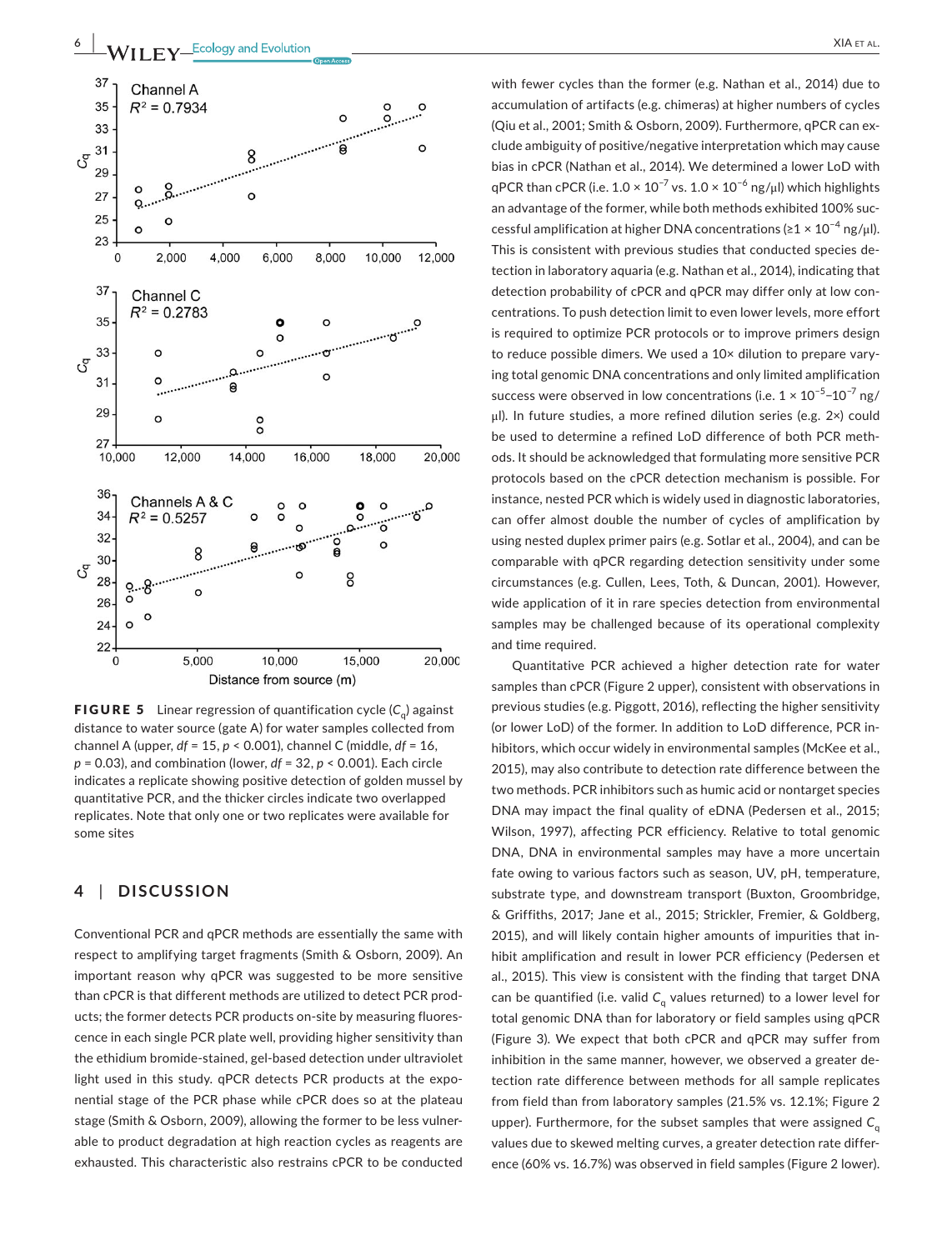**FIGURE 5** Linear regression of quantification cycle ($C_q$) against distance to water source (gate A) for water samples collected from channel A (upper, $df = 15$, $p < 0.001$), channel C (middle, $df = 16$, $p = 0.03$), and combination (lower, $df = 32$, $p < 0.001$). Each circle indicates a replicate showing positive detection of golden mussel by quantitative PCR, and the thicker circles indicate two overlapped replicates. Note that only one or two replicates were available for some sites

## 4 | DISCUSSION

Conventional PCR and qPCR methods are essentially the same with respect to amplifying target fragments (Smith & Osborn, 2009). An important reason why qPCR was suggested to be more sensitive than cPCR is that different methods are utilized to detect PCR products; the former detects PCR products on-site by measuring fluorescence in each single PCR plate well, providing higher sensitivity than the ethidium bromide-stained, gel-based detection under ultraviolet light used in this study. qPCR detects PCR products at the exponential stage of the PCR phase while cPCR does so at the plateau stage (Smith & Osborn, 2009), allowing the former to be less vulnerable to product degradation at high reaction cycles as reagents are exhausted. This characteristic also restrains cPCR to be conducted with fewer cycles than the former (e.g. Nathan et al., 2014) due to accumulation of artifacts (e.g. chimeras) at higher numbers of cycles (Qiu et al., 2001; Smith & Osborn, 2009). Furthermore, qPCR can exclude ambiguity of positive/negative interpretation which may cause bias in cPCR (Nathan et al., 2014). We determined a lower LoD with qPCR than cPCR (i.e. $1.0 \times 10^{-7}$ vs. $1.0 \times 10^{-6}$ ng/μl) which highlights an advantage of the former, while both methods exhibited 100% successful amplification at higher DNA concentrations (≥$1 \times 10^{-4}$ ng/μl). This is consistent with previous studies that conducted species detection in laboratory aquaria (e.g. Nathan et al., 2014), indicating that detection probability of cPCR and qPCR may differ only at low concentrations. To push detection limit to even lower levels, more effort is required to optimize PCR protocols or to improve primers design to reduce possible dimers. We used a 10× dilution to prepare varying total genomic DNA concentrations and only limited amplification success were observed in low concentrations (i.e. $1 \times 10^{-5}$–$10^{-7}$ ng/μl). In future studies, a more refined dilution series (e.g. 2×) could be used to determine a refined LoD difference of both PCR methods. It should be acknowledged that formulating more sensitive PCR protocols based on the cPCR detection mechanism is possible. For instance, nested PCR which is widely used in diagnostic laboratories, can offer almost double the number of cycles of amplification by using nested duplex primer pairs (e.g. Sotlar et al., 2004), and can be comparable with qPCR regarding detection sensitivity under some circumstances (e.g. Cullen, Lees, Toth, & Duncan, 2001). However, wide application of it in rare species detection from environmental samples may be challenged because of its operational complexity and time required.

Quantitative PCR achieved a higher detection rate for water samples than cPCR (Figure 2 upper), consistent with observations in previous studies (e.g. Piggott, 2016), reflecting the higher sensitivity (or lower LoD) of the former. In addition to LoD difference, PCR inhibitors, which occur widely in environmental samples (McKee et al., 2015), may also contribute to detection rate difference between the two methods. PCR inhibitors such as humic acid or nontarget species DNA may impact the final quality of eDNA (Pedersen et al., 2015; Wilson, 1997), affecting PCR efficiency. Relative to total genomic DNA, DNA in environmental samples may have a more uncertain fate owing to various factors such as season, UV, pH, temperature, substrate type, and downstream transport (Buxton, Groombridge, & Griffiths, 2017; Jane et al., 2015; Strickler, Fremier, & Goldberg, 2015), and will likely contain higher amounts of impurities that inhibit amplification and result in lower PCR efficiency (Pedersen et al., 2015). This view is consistent with the finding that target DNA can be quantified (i.e. valid $C_q$ values returned) to a lower level for total genomic DNA than for laboratory or field samples using qPCR (Figure 3). We expect that both cPCR and qPCR may suffer from inhibition in the same manner, however, we observed a greater detection rate difference between methods for all sample replicates from field than from laboratory samples (21.5% vs. 12.1%; Figure 2 upper). Furthermore, for the subset samples that were assigned $C_q$ values due to skewed melting curves, a greater detection rate difference (60% vs. 16.7%) was observed in field samples (Figure 2 lower).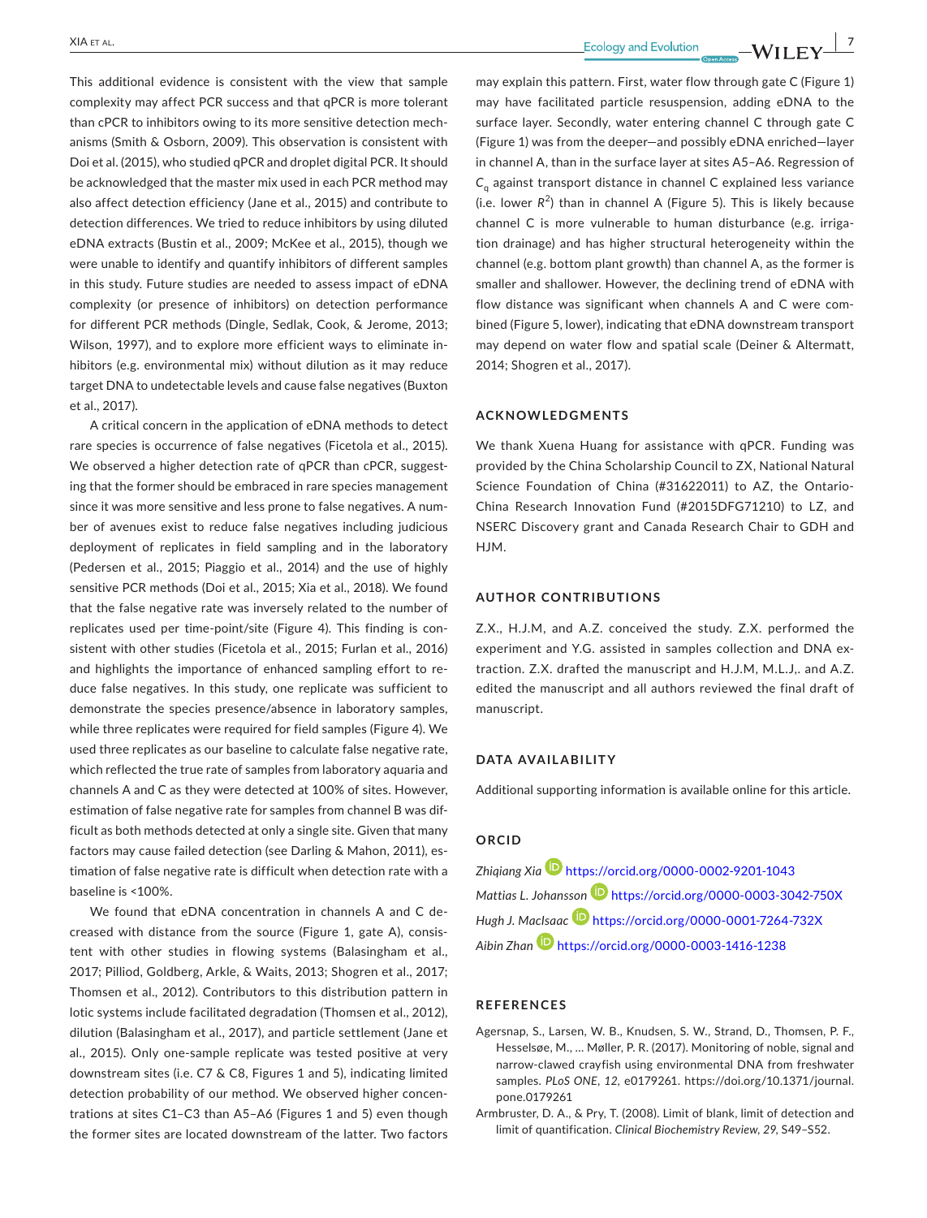This additional evidence is consistent with the view that sample complexity may affect PCR success and that qPCR is more tolerant than cPCR to inhibitors owing to its more sensitive detection mechanisms (Smith & Osborn, 2009). This observation is consistent with Doi et al. (2015), who studied qPCR and droplet digital PCR. It should be acknowledged that the master mix used in each PCR method may also affect detection efficiency (Jane et al., 2015) and contribute to detection differences. We tried to reduce inhibitors by using diluted eDNA extracts (Bustin et al., 2009; McKee et al., 2015), though we were unable to identify and quantify inhibitors of different samples in this study. Future studies are needed to assess impact of eDNA complexity (or presence of inhibitors) on detection performance for different PCR methods (Dingle, Sedlak, Cook, & Jerome, 2013; Wilson, 1997), and to explore more efficient ways to eliminate inhibitors (e.g. environmental mix) without dilution as it may reduce target DNA to undetectable levels and cause false negatives (Buxton et al., 2017).

A critical concern in the application of eDNA methods to detect rare species is occurrence of false negatives (Ficetola et al., 2015). We observed a higher detection rate of qPCR than cPCR, suggesting that the former should be embraced in rare species management since it was more sensitive and less prone to false negatives. A number of avenues exist to reduce false negatives including judicious deployment of replicates in field sampling and in the laboratory (Pedersen et al., 2015; Piaggio et al., 2014) and the use of highly sensitive PCR methods (Doi et al., 2015; Xia et al., 2018). We found that the false negative rate was inversely related to the number of replicates used per time-point/site (Figure 4). This finding is consistent with other studies (Ficetola et al., 2015; Furlan et al., 2016) and highlights the importance of enhanced sampling effort to reduce false negatives. In this study, one replicate was sufficient to demonstrate the species presence/absence in laboratory samples, while three replicates were required for field samples (Figure 4). We used three replicates as our baseline to calculate false negative rate, which reflected the true rate of samples from laboratory aquaria and channels A and C as they were detected at 100% of sites. However, estimation of false negative rate for samples from channel B was difficult as both methods detected at only a single site. Given that many factors may cause failed detection (see Darling & Mahon, 2011), estimation of false negative rate is difficult when detection rate with a baseline is <100%.

We found that eDNA concentration in channels A and C decreased with distance from the source (Figure 1, gate A), consistent with other studies in flowing systems (Balasingham et al., 2017; Pilliod, Goldberg, Arkle, & Waits, 2013; Shogren et al., 2017; Thomsen et al., 2012). Contributors to this distribution pattern in lotic systems include facilitated degradation (Thomsen et al., 2012), dilution (Balasingham et al., 2017), and particle settlement (Jane et al., 2015). Only one-sample replicate was tested positive at very downstream sites (i.e. C7 & C8, Figures 1 and 5), indicating limited detection probability of our method. We observed higher concentrations at sites C1–C3 than A5–A6 (Figures 1 and 5) even though the former sites are located downstream of the latter. Two factors may explain this pattern. First, water flow through gate C (Figure 1) may have facilitated particle resuspension, adding eDNA to the surface layer. Secondly, water entering channel C through gate C (Figure 1) was from the deeper—and possibly eDNA enriched—layer in channel A, than in the surface layer at sites A5–A6. Regression of $C_q$ against transport distance in channel C explained less variance (i.e. lower $R^2$) than in channel A (Figure 5). This is likely because channel C is more vulnerable to human disturbance (e.g. irrigation drainage) and has higher structural heterogeneity within the channel (e.g. bottom plant growth) than channel A, as the former is smaller and shallower. However, the declining trend of eDNA with flow distance was significant when channels A and C were combined (Figure 5, lower), indicating that eDNA downstream transport may depend on water flow and spatial scale (Deiner & Altermatt, 2014; Shogren et al., 2017).

## ACKNOWLEDGMENTS

We thank Xuena Huang for assistance with qPCR. Funding was provided by the China Scholarship Council to ZX, National Natural Science Foundation of China (#31622011) to AZ, the Ontario-China Research Innovation Fund (#2015DFG71210) to LZ, and NSERC Discovery grant and Canada Research Chair to GDH and HJM.

## AUTHOR CONTRIBUTIONS

Z.X., H.J.M, and A.Z. conceived the study. Z.X. performed the experiment and Y.G. assisted in samples collection and DNA extraction. Z.X. drafted the manuscript and H.J.M, M.L.J,. and A.Z. edited the manuscript and all authors reviewed the final draft of manuscript.

## DATA AVAILABILITY

Additional supporting information is available online for this article.

## ORCID

*Zhiqiang Xia* https://orcid.org/0000-0002-9201-1043

*Mattias L. Johansson* https://orcid.org/0000-0003-3042-750X

*Hugh J. MacIsaac* https://orcid.org/0000-0001-7264-732X

*Aibin Zhan* https://orcid.org/0000-0003-1416-1238

## REFERENCES

Agersnap, S., Larsen, W. B., Knudsen, S. W., Strand, D., Thomsen, P. F., Hesselsøe, M., … Møller, P. R. (2017). Monitoring of noble, signal and narrow-clawed crayfish using environmental DNA from freshwater samples. *PLoS ONE*, *12*, e0179261. https://doi.org/10.1371/journal.pone.0179261

Armbruster, D. A., & Pry, T. (2008). Limit of blank, limit of detection and limit of quantification. *Clinical Biochemistry Review*, *29*, S49–S52.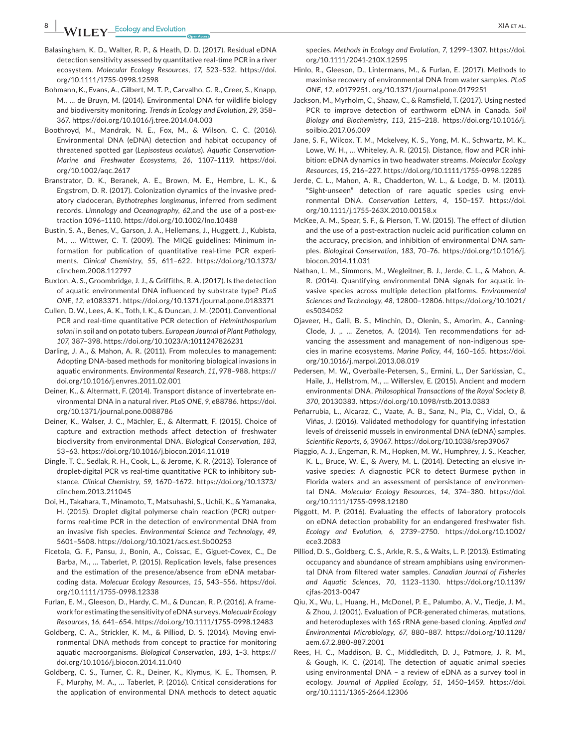Balasingham, K. D., Walter, R. P., & Heath, D. D. (2017). Residual eDNA detection sensitivity assessed by quantitative real-time PCR in a river ecosystem. *Molecular Ecology Resources*, *17*, 523–532. https://doi.org/10.1111/1755-0998.12598

Bohmann, K., Evans, A., Gilbert, M. T. P., Carvalho, G. R., Creer, S., Knapp, M., … de Bruyn, M. (2014). Environmental DNA for wildlife biology and biodiversity monitoring. *Trends in Ecology and Evolution*, *29*, 358–367. https://doi.org/10.1016/j.tree.2014.04.003

Boothroyd, M., Mandrak, N. E., Fox, M., & Wilson, C. C. (2016). Environmental DNA (eDNA) detection and habitat occupancy of threatened spotted gar (*Lepisosteus oculatus*). *Aquatic Conservation-Marine and Freshwater Ecosystems*, *26*, 1107–1119. https://doi.org/10.1002/aqc.2617

Branstrator, D. K., Beranek, A. E., Brown, M. E., Hembre, L. K., & Engstrom, D. R. (2017). Colonization dynamics of the invasive predatory cladoceran, *Bythotrephes longimanus*, inferred from sediment records. *Limnology and Oceanography*, *62*,and the use of a post-extraction 1096–1110. https://doi.org/10.1002/lno.10488

Bustin, S. A., Benes, V., Garson, J. A., Hellemans, J., Huggett, J., Kubista, M., … Wittwer, C. T. (2009). The MIQE guidelines: Minimum information for publication of quantitative real-time PCR experiments. *Clinical Chemistry*, *55*, 611–622. https://doi.org/10.1373/clinchem.2008.112797

Buxton, A. S., Groombridge, J. J., & Griffiths, R. A. (2017). Is the detection of aquatic environmental DNA influenced by substrate type? *PLoS ONE*, *12*, e1083371. https://doi.org/10.1371/journal.pone.0183371

Cullen, D. W., Lees, A. K., Toth, I. K., & Duncan, J. M. (2001). Conventional PCR and real-time quantitative PCR detection of *Helminthosporium solani* in soil and on potato tubers. *European Journal of Plant Pathology*, *107*, 387–398. https://doi.org/10.1023/A:1011247826231

Darling, J. A., & Mahon, A. R. (2011). From molecules to management: Adopting DNA-based methods for monitoring biological invasions in aquatic environments. *Environmental Research*, *11*, 978–988. https://doi.org/10.1016/j.envres.2011.02.001

Deiner, K., & Altermatt, F. (2014). Transport distance of invertebrate environmental DNA in a natural river. *PLoS ONE*, *9*, e88786. https://doi.org/10.1371/journal.pone.0088786

Deiner, K., Walser, J. C., Mächler, E., & Altermatt, F. (2015). Choice of capture and extraction methods affect detection of freshwater biodiversity from environmental DNA. *Biological Conservation*, *183*, 53–63. https://doi.org/10.1016/j.biocon.2014.11.018

Dingle, T. C., Sedlak, R. H., Cook, L., & Jerome, K. R. (2013). Tolerance of droplet-digital PCR vs real-time quantitative PCR to inhibitory substance. *Clinical Chemistry*, *59*, 1670–1672. https://doi.org/10.1373/clinchem.2013.211045

Doi, H., Takahara, T., Minamoto, T., Matsuhashi, S., Uchii, K., & Yamanaka, H. (2015). Droplet digital polymerse chain reaction (PCR) outperforms real-time PCR in the detection of environmental DNA from an invasive fish species. *Environmental Science and Technology*, *49*, 5601–5608. https://doi.org/10.1021/acs.est.5b00253

Ficetola, G. F., Pansu, J., Bonin, A., Coissac, E., Giguet-Covex, C., De Barba, M., … Taberlet, P. (2015). Replication levels, false presences and the estimation of the presence/absence from eDNA metabarcoding data. *Molecuar Ecology Resources*, *15*, 543–556. https://doi.org/10.1111/1755-0998.12338

Furlan, E. M., Gleeson, D., Hardy, C. M., & Duncan, R. P. (2016). A framework for estimating the sensitivity of eDNA surveys. *Molecualr Ecology Resources*, *16*, 641–654. https://doi.org/10.1111/1755-0998.12483

Goldberg, C. A., Strickler, K. M., & Pilliod, D. S. (2014). Moving environmental DNA methods from concept to practice for monitoring aquatic macroorganisms. *Biological Conservation*, *183*, 1–3. https://doi.org/10.1016/j.biocon.2014.11.040

Goldberg, C. S., Turner, C. R., Deiner, K., Klymus, K. E., Thomsen, P. F., Murphy, M. A., … Taberlet, P. (2016). Critical considerations for the application of environmental DNA methods to detect aquatic species. *Methods in Ecology and Evolution*, *7*, 1299–1307. https://doi.org/10.1111/2041-210X.12595

Hinlo, R., Gleeson, D., Lintermans, M., & Furlan, E. (2017). Methods to maximise recovery of environmental DNA from water samples. *PLoS ONE*, *12*, e0179251. org/10.1371/journal.pone.0179251

Jackson, M., Myrholm, C., Shaaw, C., & Ramsfield, T. (2017). Using nested PCR to improve detection of earthworm eDNA in Canada. *Soil Biology and Biochemistry*, *113*, 215–218. https://doi.org/10.1016/j.soilbio.2017.06.009

Jane, S. F., Wilcox, T. M., Mckelvey, K. S., Yong, M. K., Schwartz, M. K., Lowe, W. H., … Whiteley, A. R. (2015). Distance, flow and PCR inhibition: eDNA dynamics in two headwater streams. *Molecular Ecology Resources*, *15*, 216–227. https://doi.org/10.1111/1755-0998.12285

Jerde, C. L., Mahon, A. R., Chadderton, W. L., & Lodge, D. M. (2011). "Sight-unseen" detection of rare aquatic species using environmental DNA. *Conservation Letters*, *4*, 150–157. https://doi.org/10.1111/j.1755-263X.2010.00158.x

McKee, A. M., Spear, S. F., & Pierson, T. W. (2015). The effect of dilution and the use of a post-extraction nucleic acid purification column on the accuracy, precision, and inhibition of environmental DNA samples. *Biological Conservation*, *183*, 70–76. https://doi.org/10.1016/j.biocon.2014.11.031

Nathan, L. M., Simmons, M., Wegleitner, B. J., Jerde, C. L., & Mahon, A. R. (2014). Quantifying environmental DNA signals for aquatic invasive species across multiple detection platforms. *Environmental Sciences and Technology*, *48*, 12800–12806. https://doi.org/10.1021/es5034052

Ojaveer, H., Galil, B. S., Minchin, D., Olenin, S., Amorim, A., Canning-Clode, J. ,. … Zenetos, A. (2014). Ten recommendations for advancing the assessment and management of non-indigenous species in marine ecosystems. *Marine Policy*, *44*, 160–165. https://doi.org/10.1016/j.marpol.2013.08.019

Pedersen, M. W., Overballe-Petersen, S., Ermini, L., Der Sarkissian, C., Haile, J., Hellstrom, M., … Willerslev, E. (2015). Ancient and modern environmental DNA. *Philosophical Transactions of the Royal Society B*, *370*, 20130383. https://doi.org/10.1098/rstb.2013.0383

Peñarrubia, L., Alcaraz, C., Vaate, A. B., Sanz, N., Pla, C., Vidal, O., & Viñas, J. (2016). Validated methodology for quantifying infestation levels of dreissenid mussels in environmental DNA (eDNA) samples. *Scientific Reports*, *6*, 39067. https://doi.org/10.1038/srep39067

Piaggio, A. J., Engeman, R. M., Hopken, M. W., Humphrey, J. S., Keacher, K. L., Bruce, W. E., & Avery, M. L. (2014). Detecting an elusive invasive species: A diagnostic PCR to detect Burmese python in Florida waters and an assessment of persistance of environmental DNA. *Molecular Ecology Resources*, *14*, 374–380. https://doi.org/10.1111/1755-0998.12180

Piggott, M. P. (2016). Evaluating the effects of laboratory protocols on eDNA detection probability for an endangered freshwater fish. *Ecology and Evolution*, *6*, 2739–2750. https://doi.org/10.1002/ece3.2083

Pilliod, D. S., Goldberg, C. S., Arkle, R. S., & Waits, L. P. (2013). Estimating occupancy and abundance of stream amphibians using environmental DNA from filtered water samples. *Canadian Journal of Fisheries and Aquatic Sciences*, *70*, 1123–1130. https://doi.org/10.1139/cjfas-2013-0047

Qiu, X., Wu, L., Huang, H., McDonel, P. E., Palumbo, A. V., Tiedje, J. M., & Zhou, J. (2001). Evaluation of PCR-generated chimeras, mutations, and heteroduplexes with 16S rRNA gene-based cloning. *Applied and Environmental Microbiology*, *67*, 880–887. https://doi.org/10.1128/aem.67.2.880-887.2001

Rees, H. C., Maddison, B. C., Middleditch, D. J., Patmore, J. R. M., & Gough, K. C. (2014). The detection of aquatic animal species using environmental DNA – a review of eDNA as a survey tool in ecology. *Journal of Applied Ecology*, *51*, 1450–1459. https://doi.org/10.1111/1365-2664.12306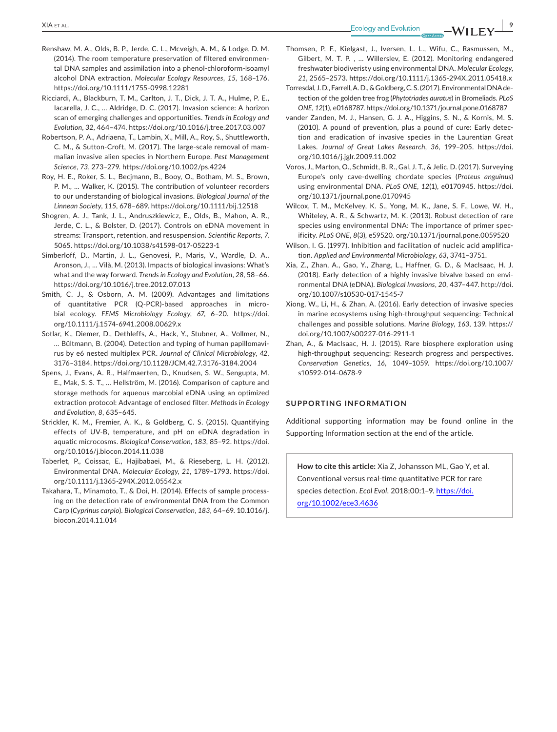Renshaw, M. A., Olds, B. P., Jerde, C. L., Mcveigh, A. M., & Lodge, D. M. (2014). The room temperature preservation of filtered environmental DNA samples and assimilation into a phenol-chloroform-isoamyl alcohol DNA extraction. *Molecular Ecology Resources*, *15*, 168–176. https://doi.org/10.1111/1755-0998.12281

Ricciardi, A., Blackburn, T. M., Carlton, J. T., Dick, J. T. A., Hulme, P. E., Iacarella, J. C., … Aldridge, D. C. (2017). Invasion science: A horizon scan of emerging challenges and opportunities. *Trends in Ecology and Evolution*, *32*, 464–474. https://doi.org/10.1016/j.tree.2017.03.007

Robertson, P. A., Adriaena, T., Lambin, X., Mill, A., Roy, S., Shuttleworth, C. M., & Sutton-Croft, M. (2017). The large-scale removal of mammalian invasive alien species in Northern Europe. *Pest Management Science*, *73*, 273–279. https://doi.org/10.1002/ps.4224

Roy, H. E., Roker, S. L., Becjmann, B., Booy, O., Botham, M. S., Brown, P. M., … Walker, K. (2015). The contribution of volunteer recorders to our understanding of biological invasions. *Biological Journal of the Linnean Society*, *115*, 678–689. https://doi.org/10.1111/bij.12518

Shogren, A. J., Tank, J. L., Andruszkiewicz, E., Olds, B., Mahon, A. R., Jerde, C. L., & Bolster, D. (2017). Controls on eDNA movement in streams: Transport, retention, and resuspension. *Scientific Reports*, *7*, 5065. https://doi.org/10.1038/s41598-017-05223-1

Simberloff, D., Martin, J. L., Genovesi, P., Maris, V., Wardle, D. A., Aronson, J., … Vilà, M. (2013). Impacts of biological invasions: What's what and the way forward. *Trends in Ecology and Evolution*, *28*, 58–66. https://doi.org/10.1016/j.tree.2012.07.013

Smith, C. J., & Osborn, A. M. (2009). Advantages and limitations of quantitative PCR (Q-PCR)-based approaches in microbial ecology. *FEMS Microbiology Ecology*, *67*, 6–20. https://doi.org/10.1111/j.1574-6941.2008.00629.x

Sotlar, K., Diemer, D., Dethleffs, A., Hack, Y., Stubner, A., Vollmer, N., … Bültmann, B. (2004). Detection and typing of human papillomavirus by e6 nested multiplex PCR. *Journal of Clinical Microbiology*, *42*, 3176–3184. https://doi.org/10.1128/JCM.42.7.3176-3184.2004

Spens, J., Evans, A. R., Halfmaerten, D., Knudsen, S. W., Sengupta, M. E., Mak, S. S. T., … Hellström, M. (2016). Comparison of capture and storage methods for aqueous marcobial eDNA using an optimized extraction protocol: Advantage of enclosed filter. *Methods in Ecology and Evolution*, *8*, 635–645.

Strickler, K. M., Fremier, A. K., & Goldberg, C. S. (2015). Quantifying effects of UV-B, temperature, and pH on eDNA degradation in aquatic microcosms. *Biological Conservation*, *183*, 85–92. https://doi.org/10.1016/j.biocon.2014.11.038

Taberlet, P., Coissac, E., Hajibabaei, M., & Rieseberg, L. H. (2012). Environmental DNA. *Molecular Ecology*, *21*, 1789–1793. https://doi.org/10.1111/j.1365-294X.2012.05542.x

Takahara, T., Minamoto, T., & Doi, H. (2014). Effects of sample processing on the detection rate of environmental DNA from the Common Carp (*Cyprinus carpio*). *Biological Conservation*, *183*, 64–69. 10.1016/j.biocon.2014.11.014

Thomsen, P. F., Kielgast, J., Iversen, L. L., Wifu, C., Rasmussen, M., Gilbert, M. T. P. , … Willerslev, E. (2012). Monitoring endangered freshwater biodiveristy using environmental DNA. *Molecular Ecology*, *21*, 2565–2573. https://doi.org/10.1111/j.1365-294X.2011.05418.x

Torresdal, J. D., Farrell, A. D., & Goldberg, C. S. (2017). Environmental DNA detection of the golden tree frog (*Phytotriades auratus*) in Bromeliads. *PLoS ONE*, *12*(1), e0168787. https://doi.org/10.1371/journal.pone.0168787

vander Zanden, M. J., Hansen, G. J. A., Higgins, S. N., & Kornis, M. S. (2010). A pound of prevention, plus a pound of cure: Early detection and eradication of invasive species in the Laurentian Great Lakes. *Journal of Great Lakes Research*, *36*, 199–205. https://doi.org/10.1016/j.jglr.2009.11.002

Voros, J., Marton, O., Schmidt, B. R., Gal, J. T., & Jelic, D. (2017). Surveying Europe's only cave-dwelling chordate species (*Proteus anguinus*) using environmental DNA. *PLoS ONE*, *12*(1), e0170945. https://doi.org/10.1371/journal.pone.0170945

Wilcox, T. M., McKelvey, K. S., Yong, M. K., Jane, S. F., Lowe, W. H., Whiteley, A. R., & Schwartz, M. K. (2013). Robust detection of rare species using environmental DNA: The importance of primer specificity. *PLoS ONE*, *8*(3), e59520. org/10.1371/journal.pone.0059520

Wilson, I. G. (1997). Inhibition and facilitation of nucleic acid amplification. *Applied and Environmental Microbiology*, *63*, 3741–3751.

Xia, Z., Zhan, A., Gao, Y., Zhang, L., Haffner, G. D., & MacIsaac, H. J. (2018). Early detection of a highly invasive bivalve based on environmental DNA (eDNA). *Biological Invasions*, *20*, 437–447. http://doi.org/10.1007/s10530-017-1545-7

Xiong, W., Li, H., & Zhan, A. (2016). Early detection of invasive species in marine ecosystems using high-throughput sequencing: Technical challenges and possible solutions. *Marine Biology*, *163*, 139. https://doi.org/10.1007/s00227-016-2911-1

Zhan, A., & MacIsaac, H. J. (2015). Rare biosphere exploration using high-throughput sequencing: Research progress and perspectives. *Conservation Genetics*, *16*, 1049–1059. https://doi.org/10.1007/s10592-014-0678-9

## SUPPORTING INFORMATION

Additional supporting information may be found online in the Supporting Information section at the end of the article.

**How to cite this article:** Xia Z, Johansson ML, Gao Y, et al. Conventional versus real-time quantitative PCR for rare species detection. *Ecol Evol*. 2018;00:1–9. https://doi.org/10.1002/ece3.4636